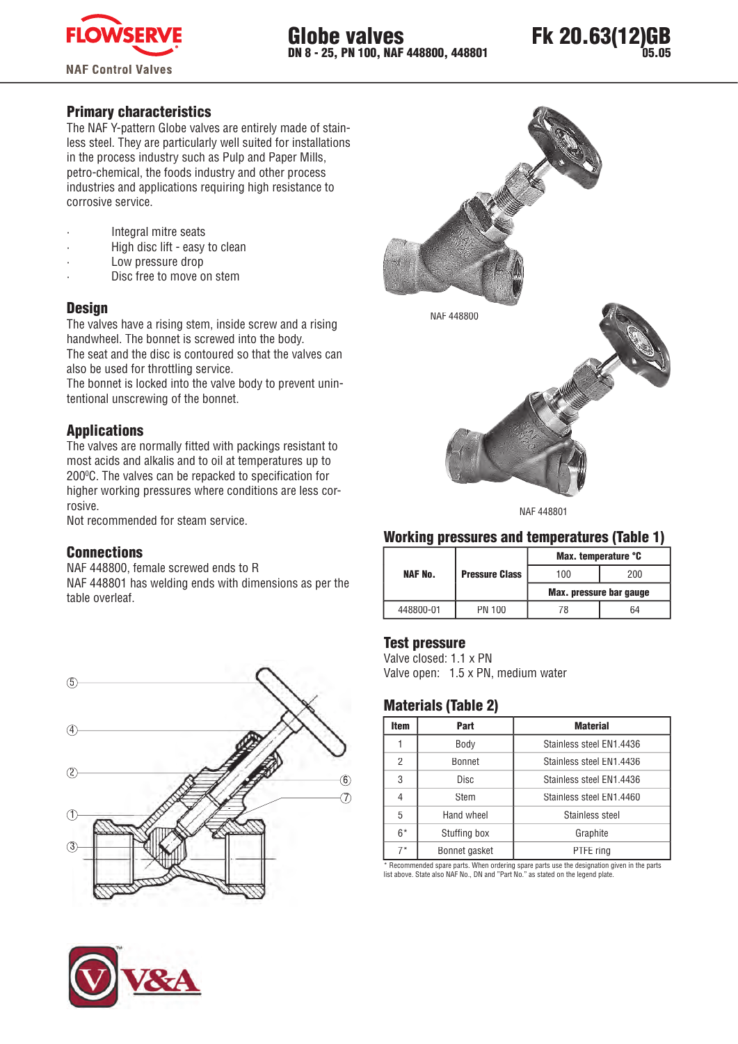# Globe valves

**DN 8 - 25, PN 100, NAF 448800, 448801**

**Fk 20.63(12)GB**
**05.05**

## Primary characteristics

The NAF Y-pattern Globe valves are entirely made of stainless steel. They are particularly well suited for installations in the process industry such as Pulp and Paper Mills, petro-chemical, the foods industry and other process industries and applications requiring high resistance to corrosive service.

- Integral mitre seats
- High disc lift - easy to clean
- Low pressure drop
- Disc free to move on stem

## Design

The valves have a rising stem, inside screw and a rising handwheel. The bonnet is screwed into the body.
The seat and the disc is contoured so that the valves can also be used for throttling service.
The bonnet is locked into the valve body to prevent unintentional unscrewing of the bonnet.

## Applications

The valves are normally fitted with packings resistant to most acids and alkalis and to oil at temperatures up to 200°C. The valves can be repacked to specification for higher working pressures where conditions are less corrosive.
Not recommended for steam service.

## Connections

NAF 448800, female screwed ends to R
NAF 448801 has welding ends with dimensions as per the table overleaf.

NAF 448800

NAF 448801

## Working pressures and temperatures (Table 1)

| NAF No. | Pressure Class | Max. temperature °C | |
|---|---|---|---|
| | | 100 | 200 |
| | | Max. pressure bar gauge | |
| 448800-01 | PN 100 | 78 | 64 |

## Test pressure

Valve closed: 1.1 x PN
Valve open: 1.5 x PN, medium water

## Materials (Table 2)

| Item | Part | Material |
|---|---|---|
| 1 | Body | Stainless steel EN1.4436 |
| 2 | Bonnet | Stainless steel EN1.4436 |
| 3 | Disc | Stainless steel EN1.4436 |
| 4 | Stem | Stainless steel EN1.4460 |
| 5 | Hand wheel | Stainless steel |
| 6* | Stuffing box | Graphite |
| 7* | Bonnet gasket | PTFE ring |

* Recommended spare parts. When ordering spare parts use the designation given in the parts list above. State also NAF No., DN and "Part No." as stated on the legend plate.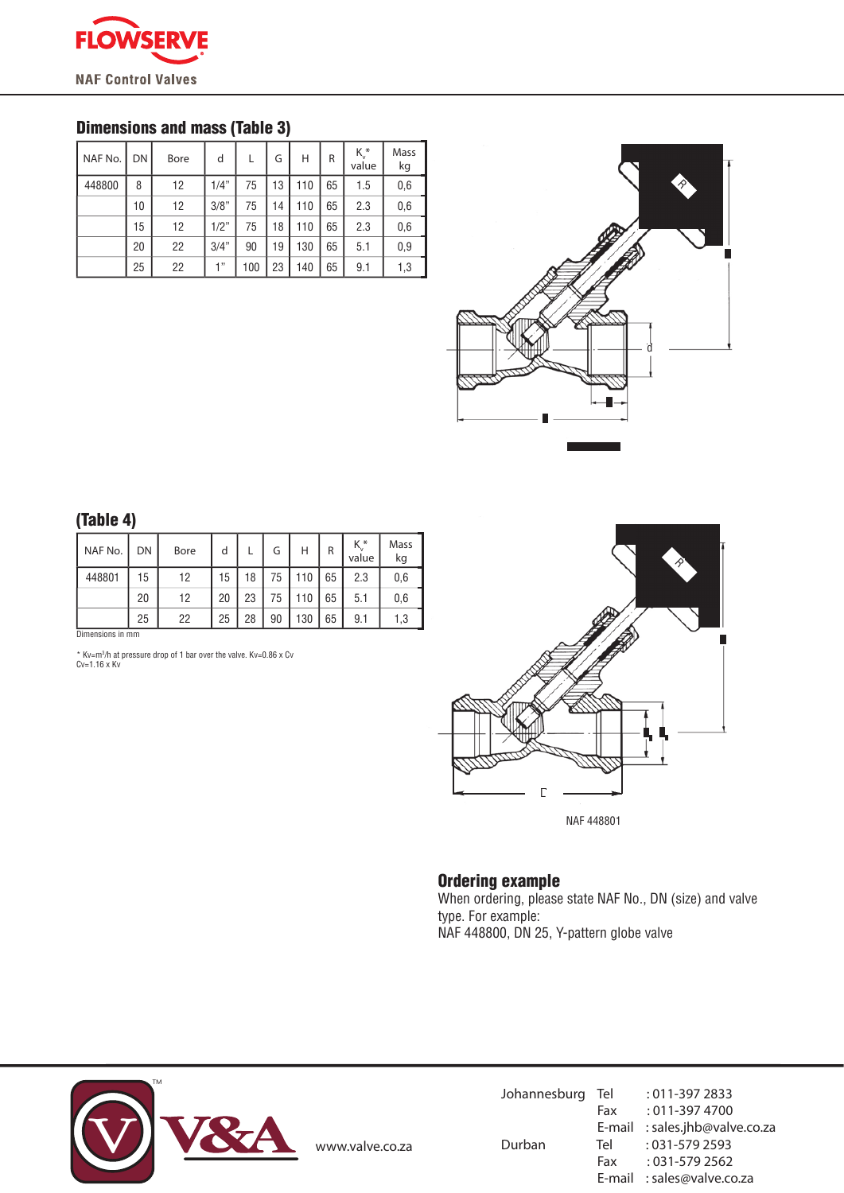## Dimensions and mass (Table 3)

| NAF No. | DN | Bore | d | L | G | H | R | $K_v$* value | Mass kg |
|---|---|---|---|---|---|---|---|---|---|
| 448800 | 8 | 12 | 1/4" | 75 | 13 | 110 | 65 | 1.5 | 0,6 |
| | 10 | 12 | 3/8" | 75 | 14 | 110 | 65 | 2.3 | 0,6 |
| | 15 | 12 | 1/2" | 75 | 18 | 110 | 65 | 2.3 | 0,6 |
| | 20 | 22 | 3/4" | 90 | 19 | 130 | 65 | 5.1 | 0,9 |
| | 25 | 22 | 1" | 100 | 23 | 140 | 65 | 9.1 | 1,3 |

## (Table 4)

| NAF No. | DN | Bore | d | L | G | H | R | $K_v$* value | Mass kg |
|---|---|---|---|---|---|---|---|---|---|
| 448801 | 15 | 12 | 15 | 18 | 75 | 110 | 65 | 2.3 | 0,6 |
| | 20 | 12 | 20 | 23 | 75 | 110 | 65 | 5.1 | 0,6 |
| | 25 | 22 | 25 | 28 | 90 | 130 | 65 | 9.1 | 1,3 |

Dimensions in mm

* Kv=m³/h at pressure drop of 1 bar over the valve. Kv=0.86 x Cv
Cv=1.16 x Kv

NAF 448801

### Ordering example

When ordering, please state NAF No., DN (size) and valve type. For example:
NAF 448800, DN 25, Y-pattern globe valve

www.valve.co.za

Johannesburg Tel : 011-397 2833
Fax : 011-397 4700
E-mail : sales.jhb@valve.co.za

Durban Tel : 031-579 2593
Fax : 031-579 2562
E-mail : sales@valve.co.za